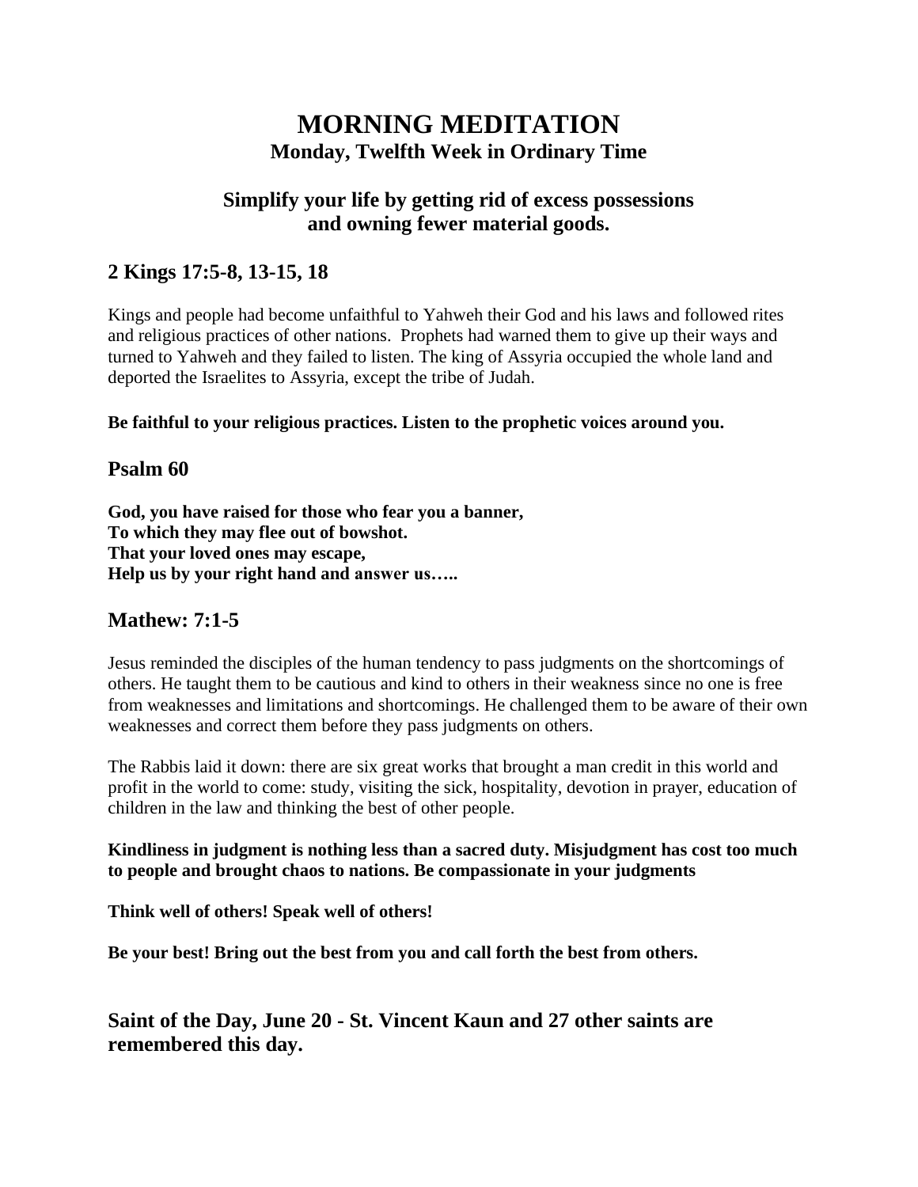# MORNING MEDITATION

### Monday, Twelfth Week in Ordinary Time

### Simplify your life by getting rid of excess possessions and owning fewer material goods.

## 2 Kings 17:5-8, 13-15, 18

Kings and people had become unfaithful to Yahweh their God and his laws and followed rites and religious practices of other nations. Prophets had warned them to give up their ways and turned to Yahweh and they failed to listen. The king of Assyria occupied the whole land and deported the Israelites to Assyria, except the tribe of Judah.

**Be faithful to your religious practices. Listen to the prophetic voices around you.**

## Psalm 60

**God, you have raised for those who fear you a banner,**
**To which they may flee out of bowshot.**
**That your loved ones may escape,**
**Help us by your right hand and answer us…..**

## Mathew: 7:1-5

Jesus reminded the disciples of the human tendency to pass judgments on the shortcomings of others. He taught them to be cautious and kind to others in their weakness since no one is free from weaknesses and limitations and shortcomings. He challenged them to be aware of their own weaknesses and correct them before they pass judgments on others.

The Rabbis laid it down: there are six great works that brought a man credit in this world and profit in the world to come: study, visiting the sick, hospitality, devotion in prayer, education of children in the law and thinking the best of other people.

**Kindliness in judgment is nothing less than a sacred duty. Misjudgment has cost too much to people and brought chaos to nations. Be compassionate in your judgments**

**Think well of others! Speak well of others!**

**Be your best! Bring out the best from you and call forth the best from others.**

## Saint of the Day, June 20 - St. Vincent Kaun and 27 other saints are remembered this day.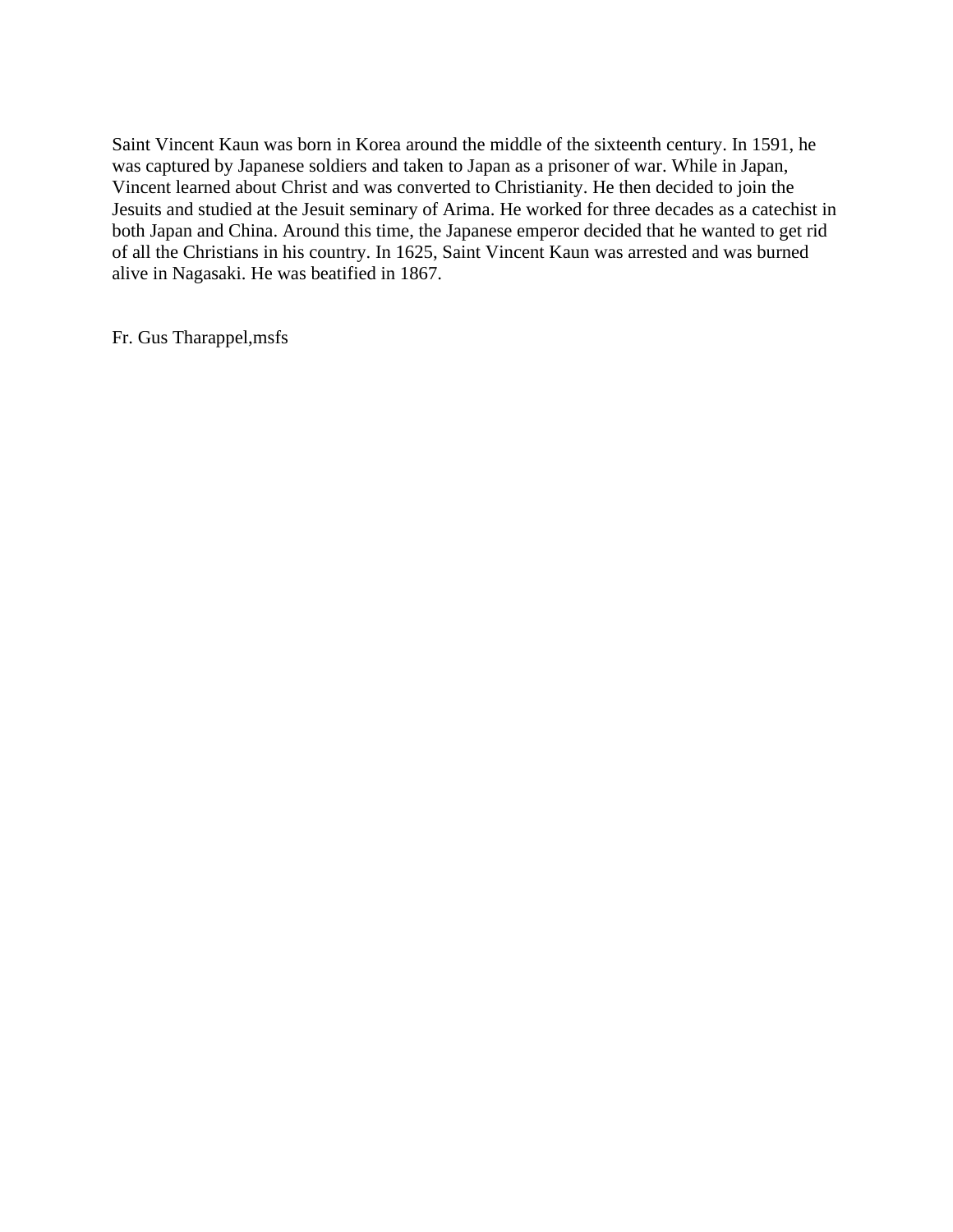Saint Vincent Kaun was born in Korea around the middle of the sixteenth century. In 1591, he was captured by Japanese soldiers and taken to Japan as a prisoner of war. While in Japan, Vincent learned about Christ and was converted to Christianity. He then decided to join the Jesuits and studied at the Jesuit seminary of Arima. He worked for three decades as a catechist in both Japan and China. Around this time, the Japanese emperor decided that he wanted to get rid of all the Christians in his country. In 1625, Saint Vincent Kaun was arrested and was burned alive in Nagasaki. He was beatified in 1867.

Fr. Gus Tharappel,msfs